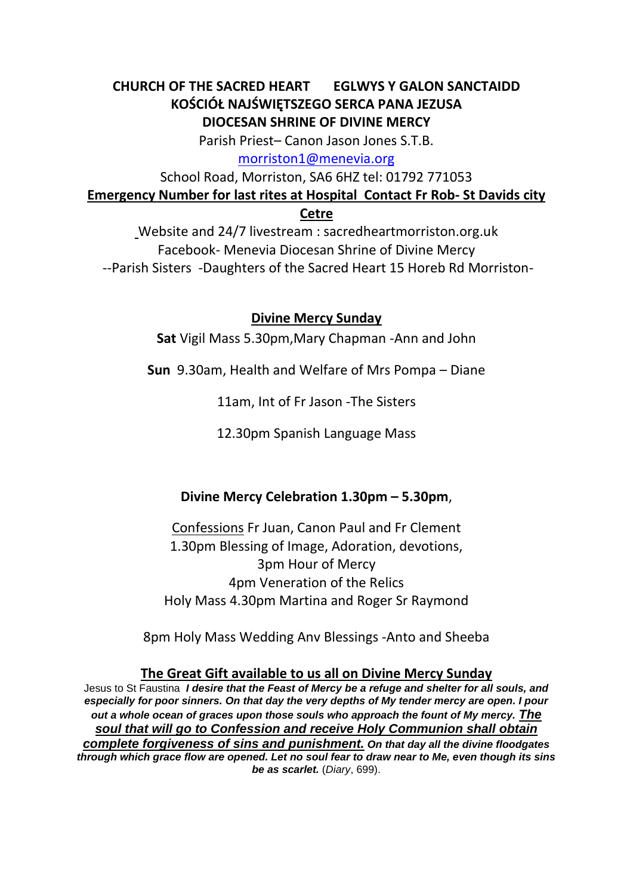**CHURCH OF THE SACRED HEART EGLWYS Y GALON SANCTAIDD**
**KOŚCIÓŁ NAJŚWIĘTSZEGO SERCA PANA JEZUSA**
**DIOCESAN SHRINE OF DIVINE MERCY**

Parish Priest– Canon Jason Jones S.T.B.

morriston1@menevia.org

School Road, Morriston, SA6 6HZ tel: 01792 771053

**Emergency Number for last rites at Hospital Contact Fr Rob- St Davids city Cetre**

Website and 24/7 livestream : sacredheartmorriston.org.uk

Facebook- Menevia Diocesan Shrine of Divine Mercy

--Parish Sisters -Daughters of the Sacred Heart 15 Horeb Rd Morriston-

## Divine Mercy Sunday

**Sat** Vigil Mass 5.30pm,Mary Chapman -Ann and John

**Sun** 9.30am, Health and Welfare of Mrs Pompa – Diane

11am, Int of Fr Jason -The Sisters

12.30pm Spanish Language Mass

**Divine Mercy Celebration 1.30pm – 5.30pm**,

Confessions Fr Juan, Canon Paul and Fr Clement

1.30pm Blessing of Image, Adoration, devotions,

3pm Hour of Mercy

4pm Veneration of the Relics

Holy Mass 4.30pm Martina and Roger Sr Raymond

8pm Holy Mass Wedding Anv Blessings -Anto and Sheeba

## The Great Gift available to us all on Divine Mercy Sunday

Jesus to St Faustina ***I desire that the Feast of Mercy be a refuge and shelter for all souls, and especially for poor sinners. On that day the very depths of My tender mercy are open. I pour out a whole ocean of graces upon those souls who approach the fount of My mercy. The soul that will go to Confession and receive Holy Communion shall obtain complete forgiveness of sins and punishment. On that day all the divine floodgates through which grace flow are opened. Let no soul fear to draw near to Me, even though its sins be as scarlet.*** (*Diary*, 699).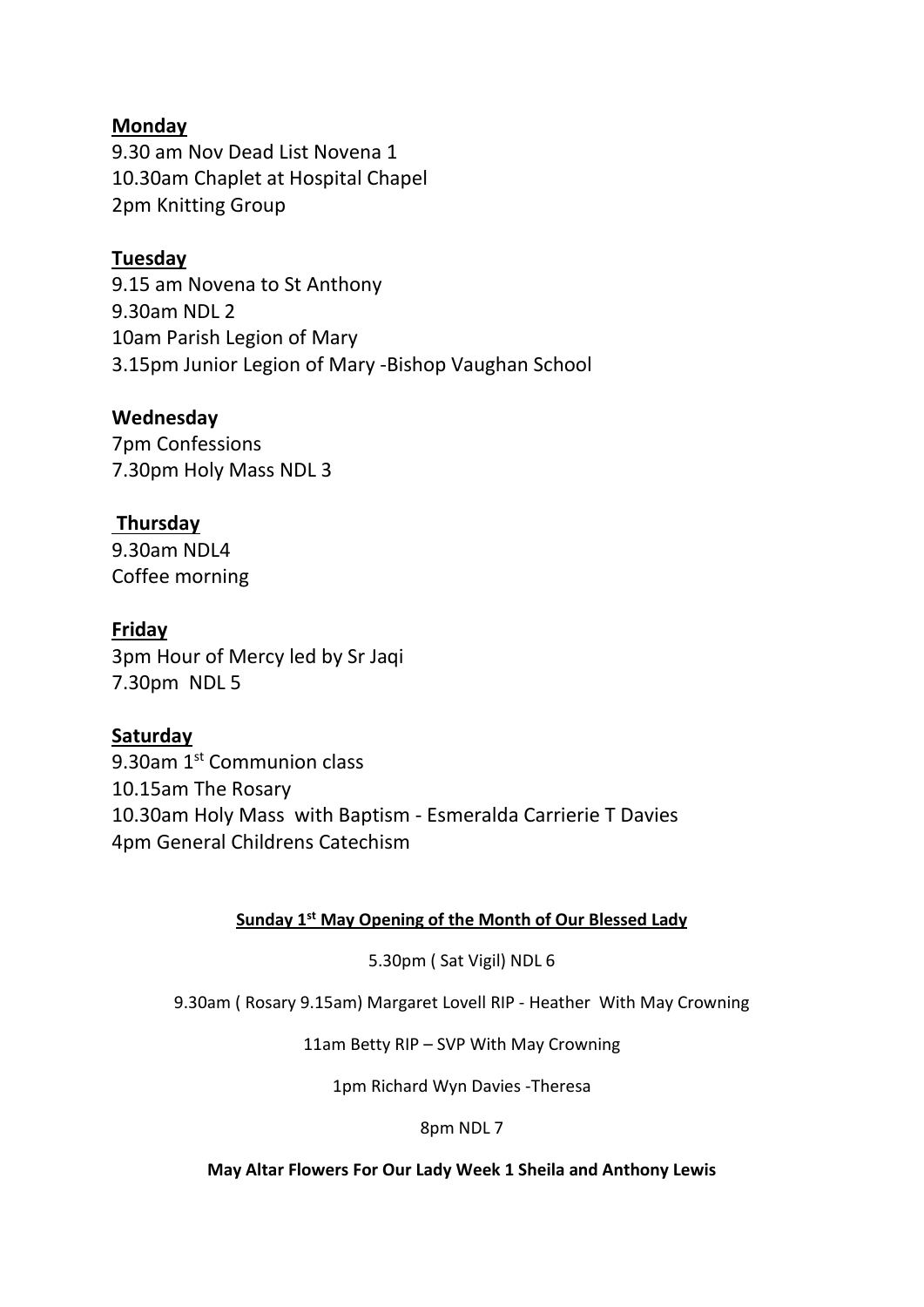**Monday**

9.30 am Nov Dead List Novena 1
10.30am Chaplet at Hospital Chapel
2pm Knitting Group

**Tuesday**

9.15 am Novena to St Anthony
9.30am NDL 2
10am Parish Legion of Mary
3.15pm Junior Legion of Mary -Bishop Vaughan School

**Wednesday**

7pm Confessions
7.30pm Holy Mass NDL 3

**Thursday**

9.30am NDL4
Coffee morning

**Friday**

3pm Hour of Mercy led by Sr Jaqi
7.30pm NDL 5

**Saturday**

9.30am 1st Communion class
10.15am The Rosary
10.30am Holy Mass with Baptism - Esmeralda Carrierie T Davies
4pm General Childrens Catechism

**Sunday 1st May Opening of the Month of Our Blessed Lady**

5.30pm ( Sat Vigil) NDL 6

9.30am ( Rosary 9.15am) Margaret Lovell RIP - Heather With May Crowning

11am Betty RIP – SVP With May Crowning

1pm Richard Wyn Davies -Theresa

8pm NDL 7

**May Altar Flowers For Our Lady Week 1 Sheila and Anthony Lewis**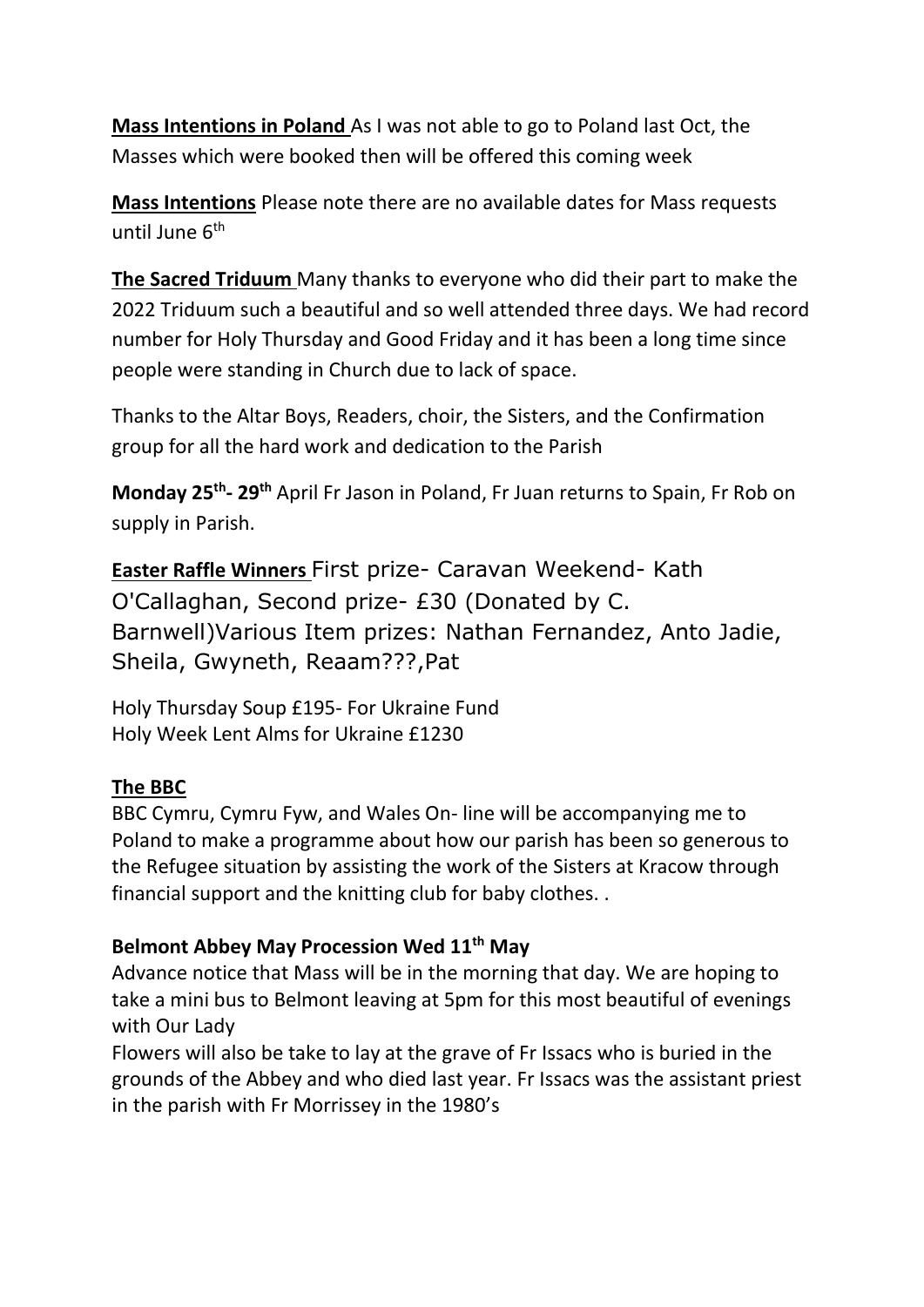**Mass Intentions in Poland** As I was not able to go to Poland last Oct, the Masses which were booked then will be offered this coming week

**Mass Intentions** Please note there are no available dates for Mass requests until June 6th

**The Sacred Triduum** Many thanks to everyone who did their part to make the 2022 Triduum such a beautiful and so well attended three days. We had record number for Holy Thursday and Good Friday and it has been a long time since people were standing in Church due to lack of space.

Thanks to the Altar Boys, Readers, choir, the Sisters, and the Confirmation group for all the hard work and dedication to the Parish

**Monday 25th- 29th** April Fr Jason in Poland, Fr Juan returns to Spain, Fr Rob on supply in Parish.

**Easter Raffle Winners** First prize- Caravan Weekend- Kath O'Callaghan, Second prize- £30 (Donated by C. Barnwell)Various Item prizes: Nathan Fernandez, Anto Jadie, Sheila, Gwyneth, Reaam???,Pat

Holy Thursday Soup £195- For Ukraine Fund
Holy Week Lent Alms for Ukraine £1230

**The BBC**

BBC Cymru, Cymru Fyw, and Wales On- line will be accompanying me to Poland to make a programme about how our parish has been so generous to the Refugee situation by assisting the work of the Sisters at Kracow through financial support and the knitting club for baby clothes. .

**Belmont Abbey May Procession Wed 11th May**

Advance notice that Mass will be in the morning that day. We are hoping to take a mini bus to Belmont leaving at 5pm for this most beautiful of evenings with Our Lady

Flowers will also be take to lay at the grave of Fr Issacs who is buried in the grounds of the Abbey and who died last year. Fr Issacs was the assistant priest in the parish with Fr Morrissey in the 1980's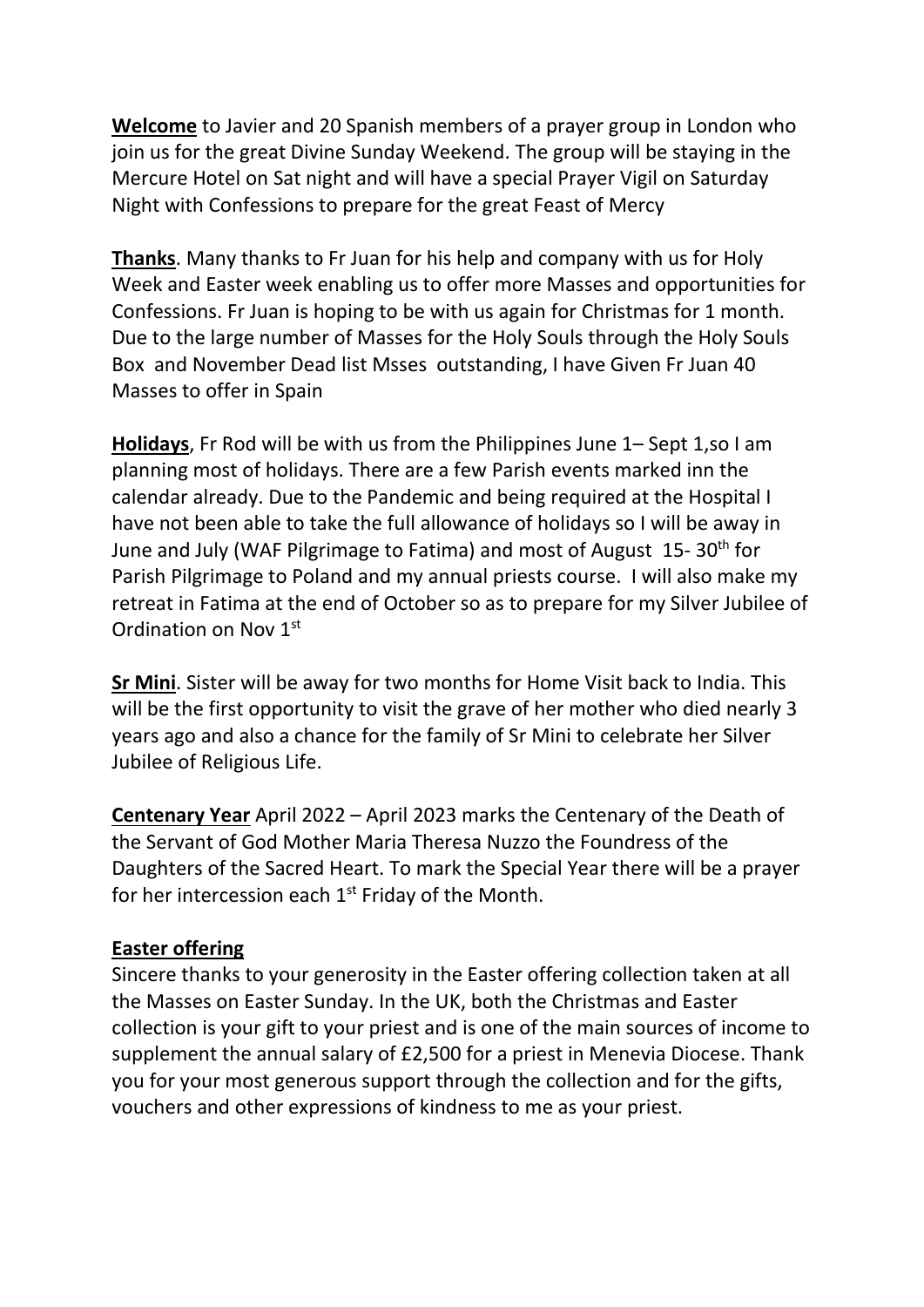**Welcome** to Javier and 20 Spanish members of a prayer group in London who join us for the great Divine Sunday Weekend. The group will be staying in the Mercure Hotel on Sat night and will have a special Prayer Vigil on Saturday Night with Confessions to prepare for the great Feast of Mercy

**Thanks**. Many thanks to Fr Juan for his help and company with us for Holy Week and Easter week enabling us to offer more Masses and opportunities for Confessions. Fr Juan is hoping to be with us again for Christmas for 1 month. Due to the large number of Masses for the Holy Souls through the Holy Souls Box and November Dead list Msses outstanding, I have Given Fr Juan 40 Masses to offer in Spain

**Holidays**, Fr Rod will be with us from the Philippines June 1– Sept 1,so I am planning most of holidays. There are a few Parish events marked inn the calendar already. Due to the Pandemic and being required at the Hospital I have not been able to take the full allowance of holidays so I will be away in June and July (WAF Pilgrimage to Fatima) and most of August 15- 30th for Parish Pilgrimage to Poland and my annual priests course. I will also make my retreat in Fatima at the end of October so as to prepare for my Silver Jubilee of Ordination on Nov 1st

**Sr Mini**. Sister will be away for two months for Home Visit back to India. This will be the first opportunity to visit the grave of her mother who died nearly 3 years ago and also a chance for the family of Sr Mini to celebrate her Silver Jubilee of Religious Life.

**Centenary Year** April 2022 – April 2023 marks the Centenary of the Death of the Servant of God Mother Maria Theresa Nuzzo the Foundress of the Daughters of the Sacred Heart. To mark the Special Year there will be a prayer for her intercession each 1st Friday of the Month.

**Easter offering**

Sincere thanks to your generosity in the Easter offering collection taken at all the Masses on Easter Sunday. In the UK, both the Christmas and Easter collection is your gift to your priest and is one of the main sources of income to supplement the annual salary of £2,500 for a priest in Menevia Diocese. Thank you for your most generous support through the collection and for the gifts, vouchers and other expressions of kindness to me as your priest.